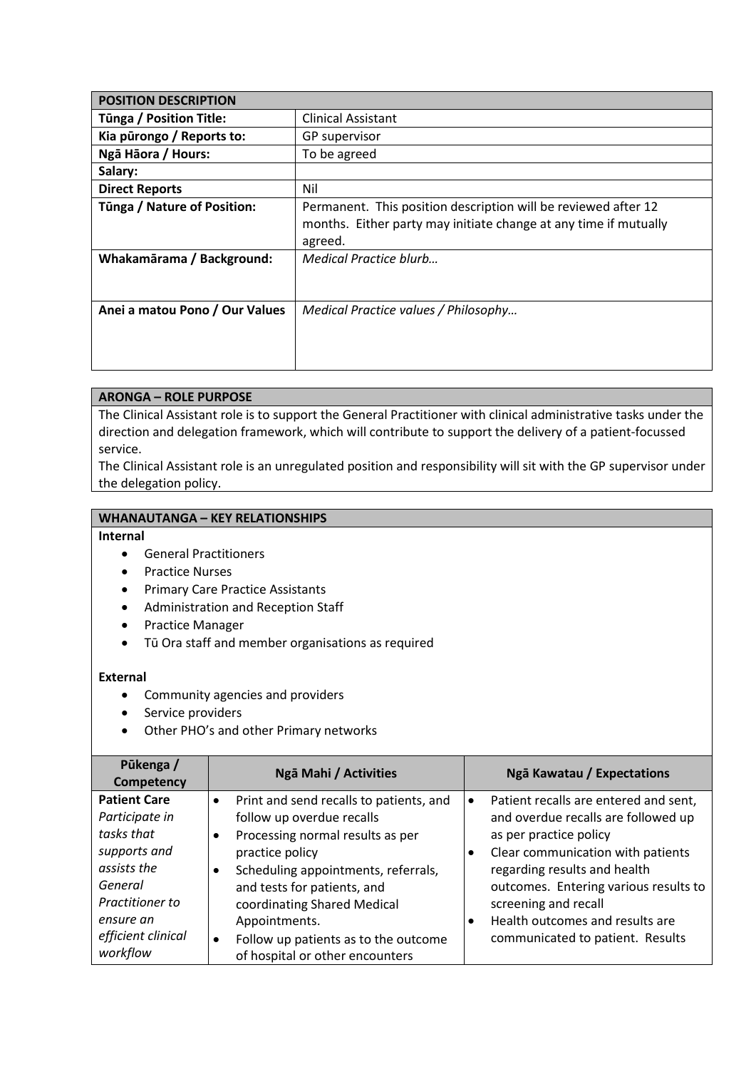| POSITION DESCRIPTION | |
|---|---|
| **Tūnga / Position Title:** | Clinical Assistant |
| **Kia pūrongo / Reports to:** | GP supervisor |
| **Ngā Hāora / Hours:** | To be agreed |
| **Salary:** | |
| **Direct Reports** | Nil |
| **Tūnga / Nature of Position:** | Permanent. This position description will be reviewed after 12 months. Either party may initiate change at any time if mutually agreed. |
| **Whakamārama / Background:** | *Medical Practice blurb…* |
| **Anei a matou Pono / Our Values** | *Medical Practice values / Philosophy…* |

## ARONGA – ROLE PURPOSE

The Clinical Assistant role is to support the General Practitioner with clinical administrative tasks under the direction and delegation framework, which will contribute to support the delivery of a patient-focussed service.

The Clinical Assistant role is an unregulated position and responsibility will sit with the GP supervisor under the delegation policy.

## WHANAUTANGA – KEY RELATIONSHIPS

**Internal**

- General Practitioners
- Practice Nurses
- Primary Care Practice Assistants
- Administration and Reception Staff
- Practice Manager
- Tū Ora staff and member organisations as required

**External**

- Community agencies and providers
- Service providers
- Other PHO's and other Primary networks

| Pūkenga / Competency | Ngā Mahi / Activities | Ngā Kawatau / Expectations |
|---|---|---|
| **Patient Care** *Participate in tasks that supports and assists the General Practitioner to ensure an efficient clinical workflow* | • Print and send recalls to patients, and follow up overdue recalls<br>• Processing normal results as per practice policy<br>• Scheduling appointments, referrals, and tests for patients, and coordinating Shared Medical Appointments.<br>• Follow up patients as to the outcome of hospital or other encounters | • Patient recalls are entered and sent, and overdue recalls are followed up as per practice policy<br>• Clear communication with patients regarding results and health outcomes. Entering various results to screening and recall<br>• Health outcomes and results are communicated to patient. Results |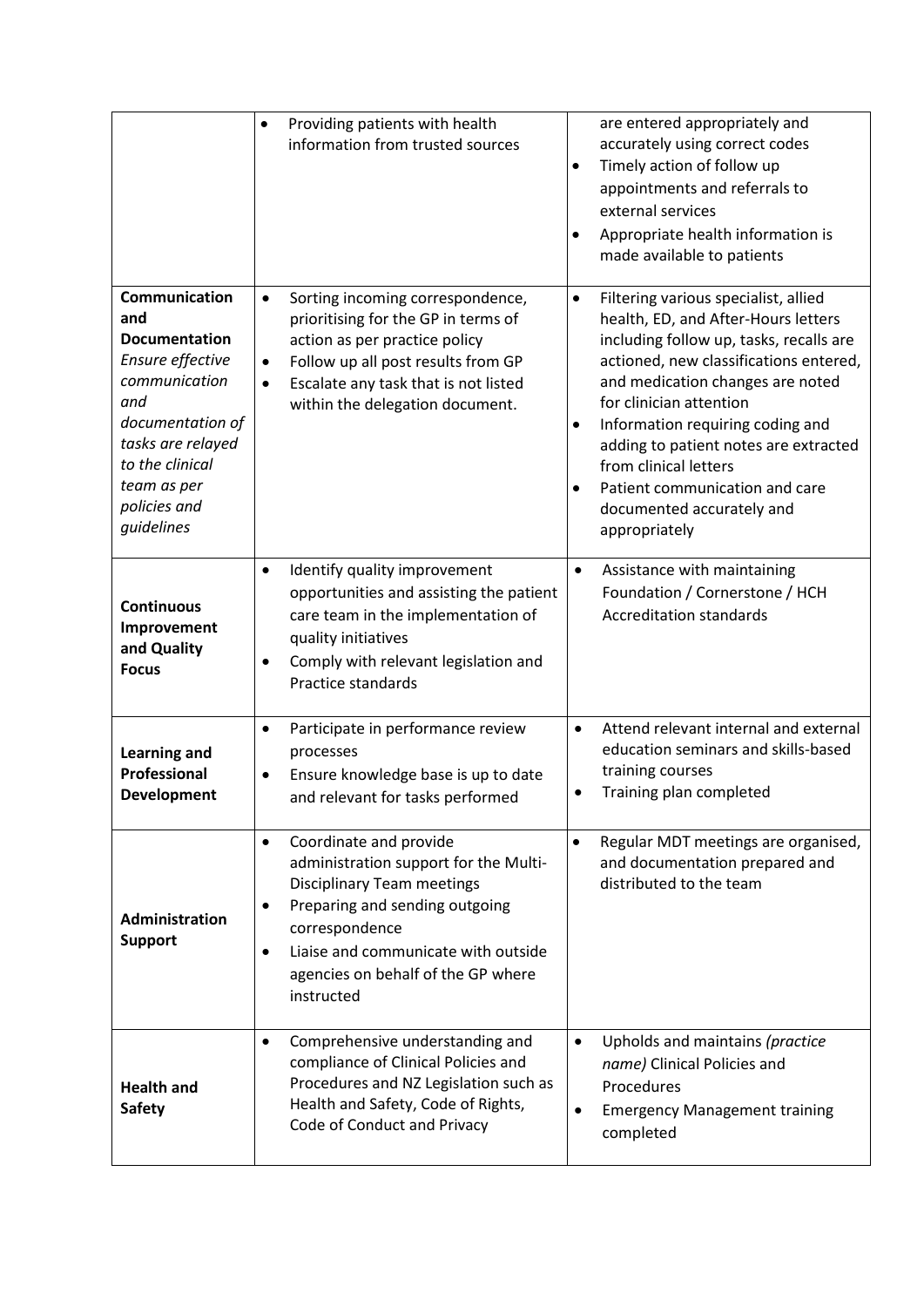| | | |
|---|---|---|
| | <ul><li>Providing patients with health information from trusted sources</li></ul> | are entered appropriately and accurately using correct codes<ul><li>Timely action of follow up appointments and referrals to external services</li><li>Appropriate health information is made available to patients</li></ul> |
| **Communication and Documentation**<br>*Ensure effective communication and documentation of tasks are relayed to the clinical team as per policies and guidelines* | <ul><li>Sorting incoming correspondence, prioritising for the GP in terms of action as per practice policy</li><li>Follow up all post results from GP</li><li>Escalate any task that is not listed within the delegation document.</li></ul> | <ul><li>Filtering various specialist, allied health, ED, and After-Hours letters including follow up, tasks, recalls are actioned, new classifications entered, and medication changes are noted for clinician attention</li><li>Information requiring coding and adding to patient notes are extracted from clinical letters</li><li>Patient communication and care documented accurately and appropriately</li></ul> |
| **Continuous Improvement and Quality Focus** | <ul><li>Identify quality improvement opportunities and assisting the patient care team in the implementation of quality initiatives</li><li>Comply with relevant legislation and Practice standards</li></ul> | <ul><li>Assistance with maintaining Foundation / Cornerstone / HCH Accreditation standards</li></ul> |
| **Learning and Professional Development** | <ul><li>Participate in performance review processes</li><li>Ensure knowledge base is up to date and relevant for tasks performed</li></ul> | <ul><li>Attend relevant internal and external education seminars and skills-based training courses</li><li>Training plan completed</li></ul> |
| **Administration Support** | <ul><li>Coordinate and provide administration support for the Multi-Disciplinary Team meetings</li><li>Preparing and sending outgoing correspondence</li><li>Liaise and communicate with outside agencies on behalf of the GP where instructed</li></ul> | <ul><li>Regular MDT meetings are organised, and documentation prepared and distributed to the team</li></ul> |
| **Health and Safety** | <ul><li>Comprehensive understanding and compliance of Clinical Policies and Procedures and NZ Legislation such as Health and Safety, Code of Rights, Code of Conduct and Privacy</li></ul> | <ul><li>Upholds and maintains *(practice name)* Clinical Policies and Procedures</li><li>Emergency Management training completed</li></ul> |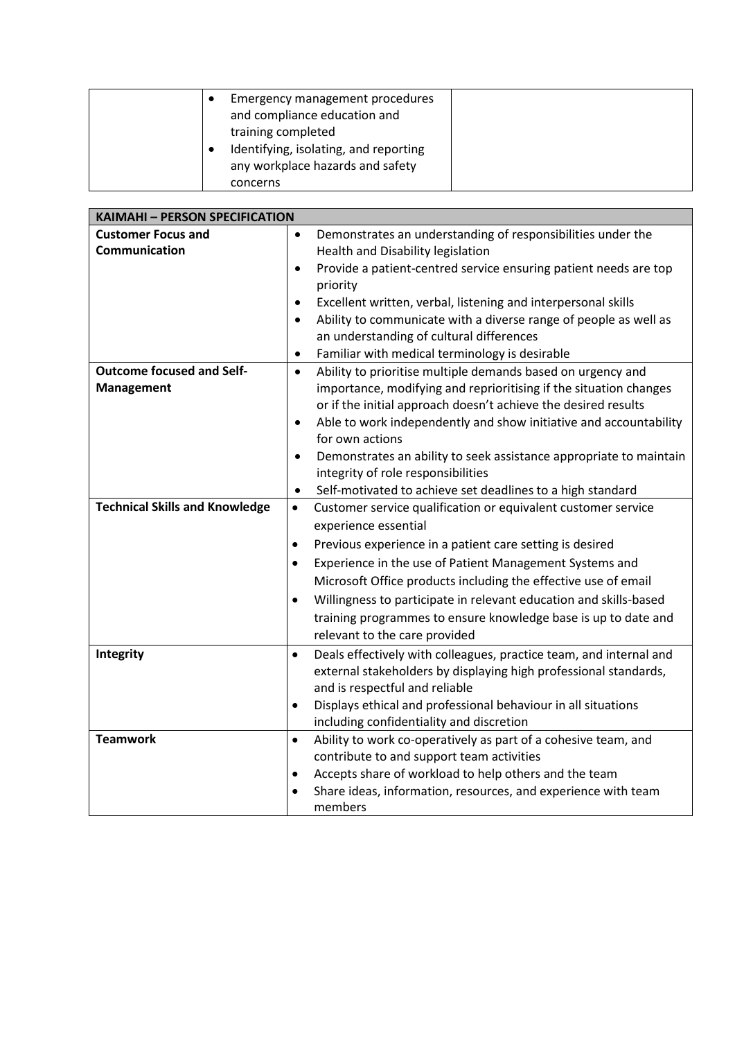| | | |
|---|---|---|
| | • Emergency management procedures and compliance education and training completed<br>• Identifying, isolating, and reporting any workplace hazards and safety concerns | |

| KAIMAHI – PERSON SPECIFICATION | |
|---|---|
| **Customer Focus and Communication** | • Demonstrates an understanding of responsibilities under the Health and Disability legislation<br>• Provide a patient-centred service ensuring patient needs are top priority<br>• Excellent written, verbal, listening and interpersonal skills<br>• Ability to communicate with a diverse range of people as well as an understanding of cultural differences<br>• Familiar with medical terminology is desirable |
| **Outcome focused and Self-Management** | • Ability to prioritise multiple demands based on urgency and importance, modifying and reprioritising if the situation changes or if the initial approach doesn't achieve the desired results<br>• Able to work independently and show initiative and accountability for own actions<br>• Demonstrates an ability to seek assistance appropriate to maintain integrity of role responsibilities<br>• Self-motivated to achieve set deadlines to a high standard |
| **Technical Skills and Knowledge** | • Customer service qualification or equivalent customer service experience essential<br>• Previous experience in a patient care setting is desired<br>• Experience in the use of Patient Management Systems and Microsoft Office products including the effective use of email<br>• Willingness to participate in relevant education and skills-based training programmes to ensure knowledge base is up to date and relevant to the care provided |
| **Integrity** | • Deals effectively with colleagues, practice team, and internal and external stakeholders by displaying high professional standards, and is respectful and reliable<br>• Displays ethical and professional behaviour in all situations including confidentiality and discretion |
| **Teamwork** | • Ability to work co-operatively as part of a cohesive team, and contribute to and support team activities<br>• Accepts share of workload to help others and the team<br>• Share ideas, information, resources, and experience with team members |